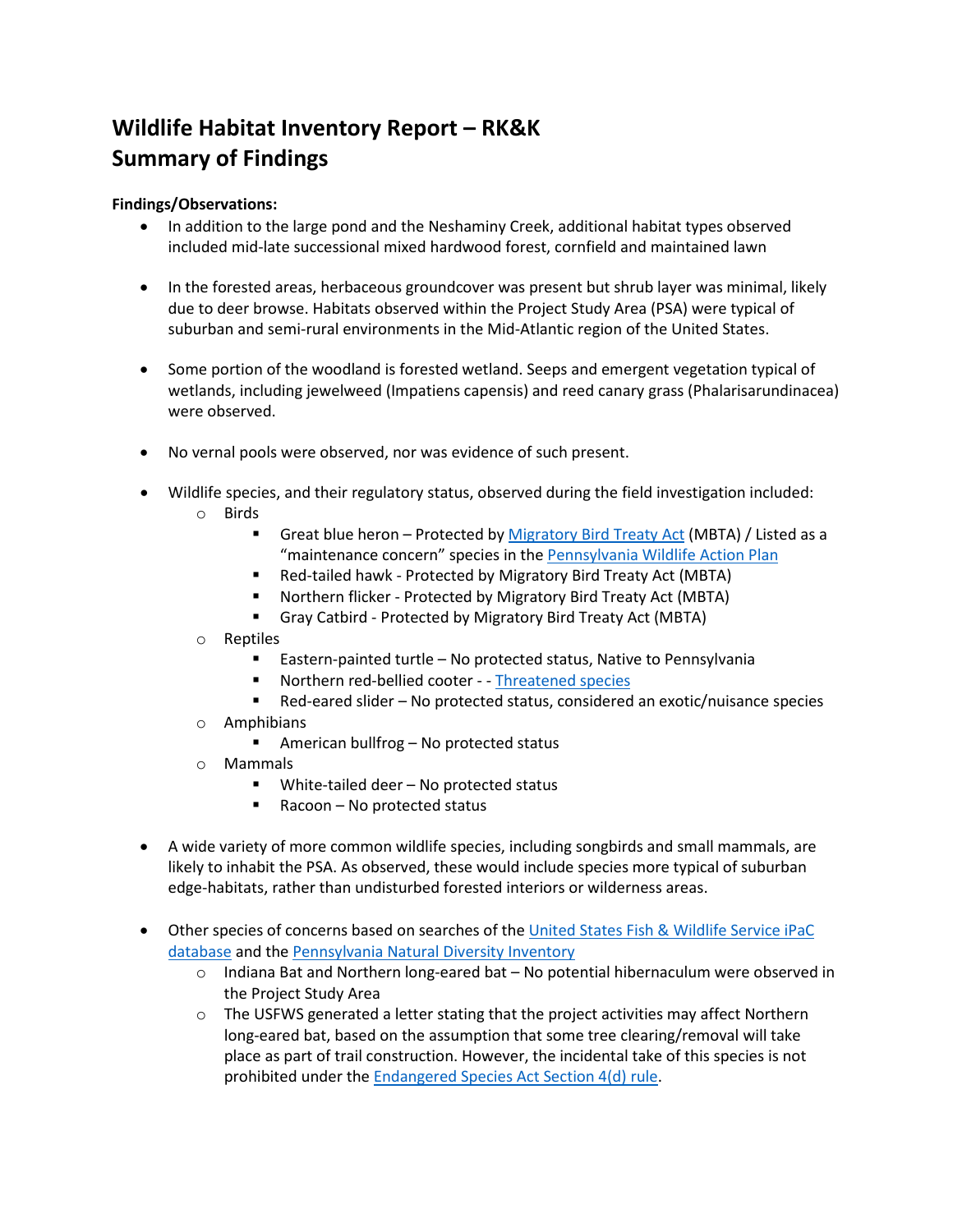# Wildlife Habitat Inventory Report – RK&K
# Summary of Findings

**Findings/Observations:**

- In addition to the large pond and the Neshaminy Creek, additional habitat types observed included mid-late successional mixed hardwood forest, cornfield and maintained lawn

- In the forested areas, herbaceous groundcover was present but shrub layer was minimal, likely due to deer browse. Habitats observed within the Project Study Area (PSA) were typical of suburban and semi-rural environments in the Mid-Atlantic region of the United States.

- Some portion of the woodland is forested wetland. Seeps and emergent vegetation typical of wetlands, including jewelweed (Impatiens capensis) and reed canary grass (Phalarisarundinacea) were observed.

- No vernal pools were observed, nor was evidence of such present.

- Wildlife species, and their regulatory status, observed during the field investigation included:
  - Birds
    - Great blue heron – Protected by Migratory Bird Treaty Act (MBTA) / Listed as a "maintenance concern" species in the Pennsylvania Wildlife Action Plan
    - Red-tailed hawk - Protected by Migratory Bird Treaty Act (MBTA)
    - Northern flicker - Protected by Migratory Bird Treaty Act (MBTA)
    - Gray Catbird - Protected by Migratory Bird Treaty Act (MBTA)
  - Reptiles
    - Eastern-painted turtle – No protected status, Native to Pennsylvania
    - Northern red-bellied cooter - - Threatened species
    - Red-eared slider – No protected status, considered an exotic/nuisance species
  - Amphibians
    - American bullfrog – No protected status
  - Mammals
    - White-tailed deer – No protected status
    - Racoon – No protected status

- A wide variety of more common wildlife species, including songbirds and small mammals, are likely to inhabit the PSA. As observed, these would include species more typical of suburban edge-habitats, rather than undisturbed forested interiors or wilderness areas.

- Other species of concerns based on searches of the United States Fish & Wildlife Service iPaC database and the Pennsylvania Natural Diversity Inventory
  - Indiana Bat and Northern long-eared bat – No potential hibernaculum were observed in the Project Study Area
  - The USFWS generated a letter stating that the project activities may affect Northern long-eared bat, based on the assumption that some tree clearing/removal will take place as part of trail construction. However, the incidental take of this species is not prohibited under the Endangered Species Act Section 4(d) rule.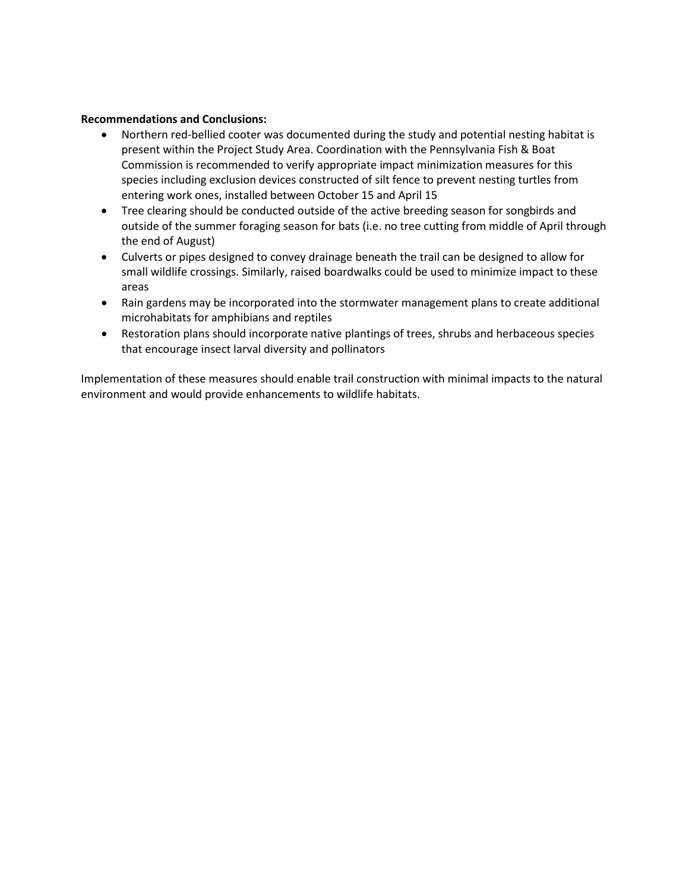**Recommendations and Conclusions:**

- Northern red-bellied cooter was documented during the study and potential nesting habitat is present within the Project Study Area. Coordination with the Pennsylvania Fish & Boat Commission is recommended to verify appropriate impact minimization measures for this species including exclusion devices constructed of silt fence to prevent nesting turtles from entering work ones, installed between October 15 and April 15
- Tree clearing should be conducted outside of the active breeding season for songbirds and outside of the summer foraging season for bats (i.e. no tree cutting from middle of April through the end of August)
- Culverts or pipes designed to convey drainage beneath the trail can be designed to allow for small wildlife crossings. Similarly, raised boardwalks could be used to minimize impact to these areas
- Rain gardens may be incorporated into the stormwater management plans to create additional microhabitats for amphibians and reptiles
- Restoration plans should incorporate native plantings of trees, shrubs and herbaceous species that encourage insect larval diversity and pollinators

Implementation of these measures should enable trail construction with minimal impacts to the natural environment and would provide enhancements to wildlife habitats.